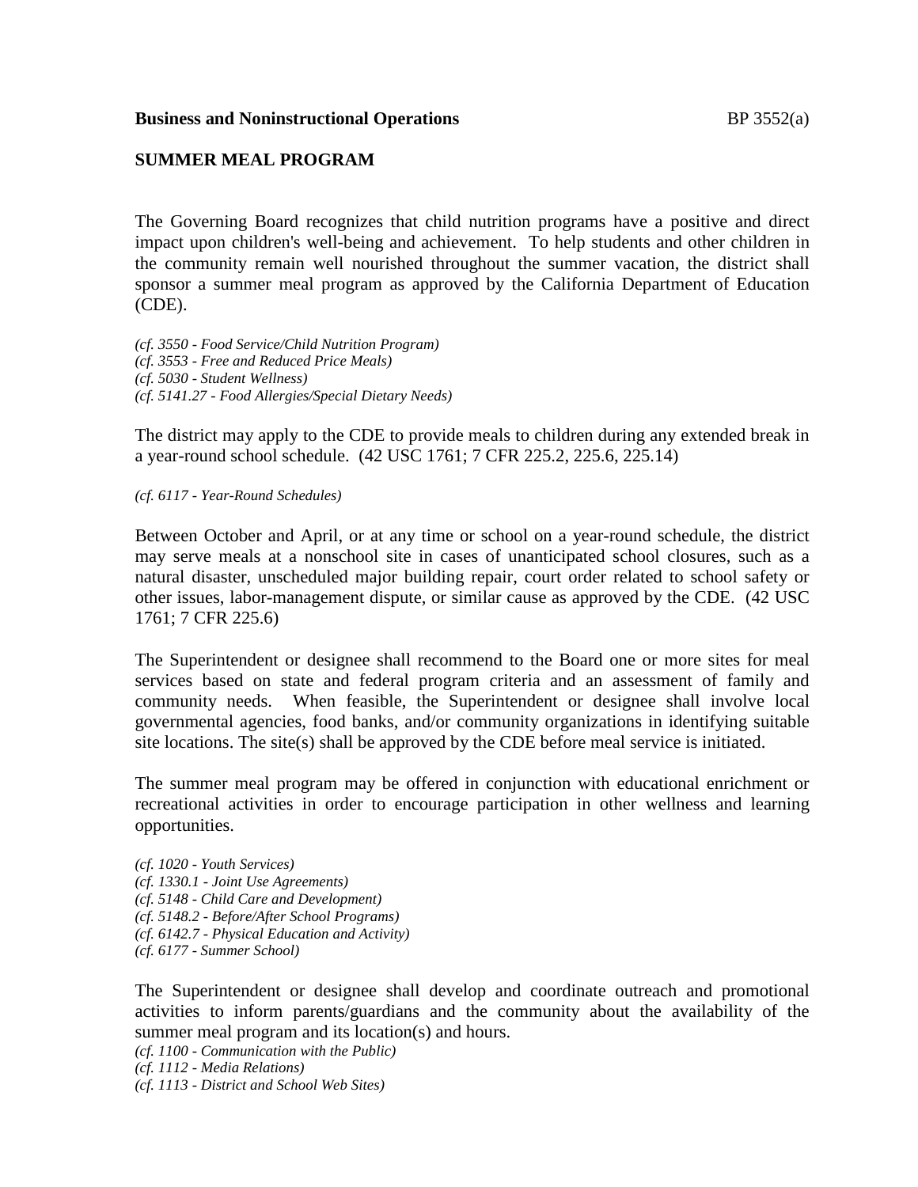**Business and Noninstructional Operations** BP 3552(a)

**SUMMER MEAL PROGRAM**

The Governing Board recognizes that child nutrition programs have a positive and direct impact upon children's well-being and achievement. To help students and other children in the community remain well nourished throughout the summer vacation, the district shall sponsor a summer meal program as approved by the California Department of Education (CDE).

*(cf. 3550 - Food Service/Child Nutrition Program)*
*(cf. 3553 - Free and Reduced Price Meals)*
*(cf. 5030 - Student Wellness)*
*(cf. 5141.27 - Food Allergies/Special Dietary Needs)*

The district may apply to the CDE to provide meals to children during any extended break in a year-round school schedule. (42 USC 1761; 7 CFR 225.2, 225.6, 225.14)

*(cf. 6117 - Year-Round Schedules)*

Between October and April, or at any time or school on a year-round schedule, the district may serve meals at a nonschool site in cases of unanticipated school closures, such as a natural disaster, unscheduled major building repair, court order related to school safety or other issues, labor-management dispute, or similar cause as approved by the CDE. (42 USC 1761; 7 CFR 225.6)

The Superintendent or designee shall recommend to the Board one or more sites for meal services based on state and federal program criteria and an assessment of family and community needs. When feasible, the Superintendent or designee shall involve local governmental agencies, food banks, and/or community organizations in identifying suitable site locations. The site(s) shall be approved by the CDE before meal service is initiated.

The summer meal program may be offered in conjunction with educational enrichment or recreational activities in order to encourage participation in other wellness and learning opportunities.

*(cf. 1020 - Youth Services)*
*(cf. 1330.1 - Joint Use Agreements)*
*(cf. 5148 - Child Care and Development)*
*(cf. 5148.2 - Before/After School Programs)*
*(cf. 6142.7 - Physical Education and Activity)*
*(cf. 6177 - Summer School)*

The Superintendent or designee shall develop and coordinate outreach and promotional activities to inform parents/guardians and the community about the availability of the summer meal program and its location(s) and hours.

*(cf. 1100 - Communication with the Public)*
*(cf. 1112 - Media Relations)*
*(cf. 1113 - District and School Web Sites)*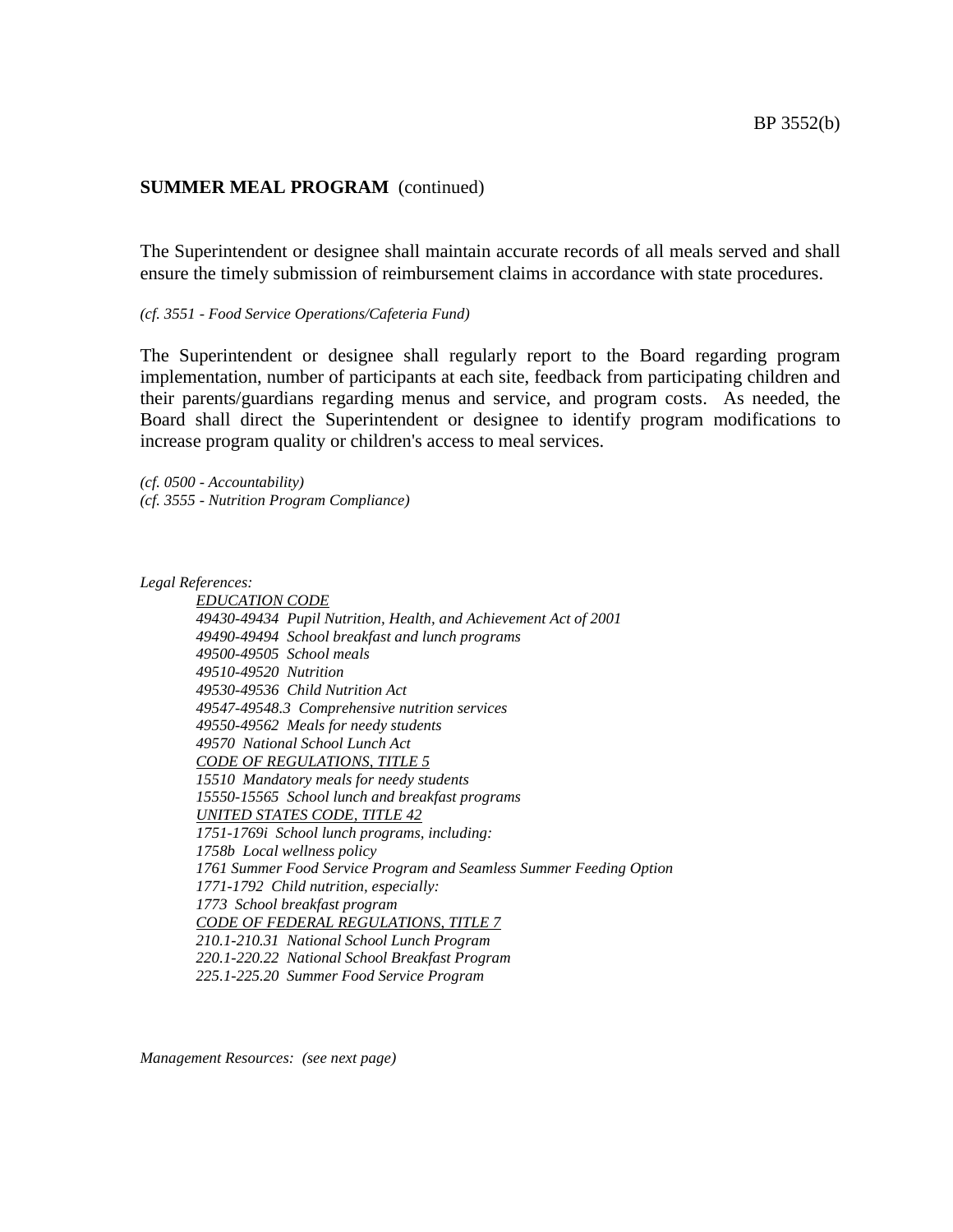**SUMMER MEAL PROGRAM** (continued)

The Superintendent or designee shall maintain accurate records of all meals served and shall ensure the timely submission of reimbursement claims in accordance with state procedures.

*(cf. 3551 - Food Service Operations/Cafeteria Fund)*

The Superintendent or designee shall regularly report to the Board regarding program implementation, number of participants at each site, feedback from participating children and their parents/guardians regarding menus and service, and program costs. As needed, the Board shall direct the Superintendent or designee to identify program modifications to increase program quality or children's access to meal services.

*(cf. 0500 - Accountability)*
*(cf. 3555 - Nutrition Program Compliance)*

*Legal References:*

*EDUCATION CODE*
*49430-49434 Pupil Nutrition, Health, and Achievement Act of 2001*
*49490-49494 School breakfast and lunch programs*
*49500-49505 School meals*
*49510-49520 Nutrition*
*49530-49536 Child Nutrition Act*
*49547-49548.3 Comprehensive nutrition services*
*49550-49562 Meals for needy students*
*49570 National School Lunch Act*
*CODE OF REGULATIONS, TITLE 5*
*15510 Mandatory meals for needy students*
*15550-15565 School lunch and breakfast programs*
*UNITED STATES CODE, TITLE 42*
*1751-1769i School lunch programs, including:*
*1758b Local wellness policy*
*1761 Summer Food Service Program and Seamless Summer Feeding Option*
*1771-1792 Child nutrition, especially:*
*1773 School breakfast program*
*CODE OF FEDERAL REGULATIONS, TITLE 7*
*210.1-210.31 National School Lunch Program*
*220.1-220.22 National School Breakfast Program*
*225.1-225.20 Summer Food Service Program*

*Management Resources: (see next page)*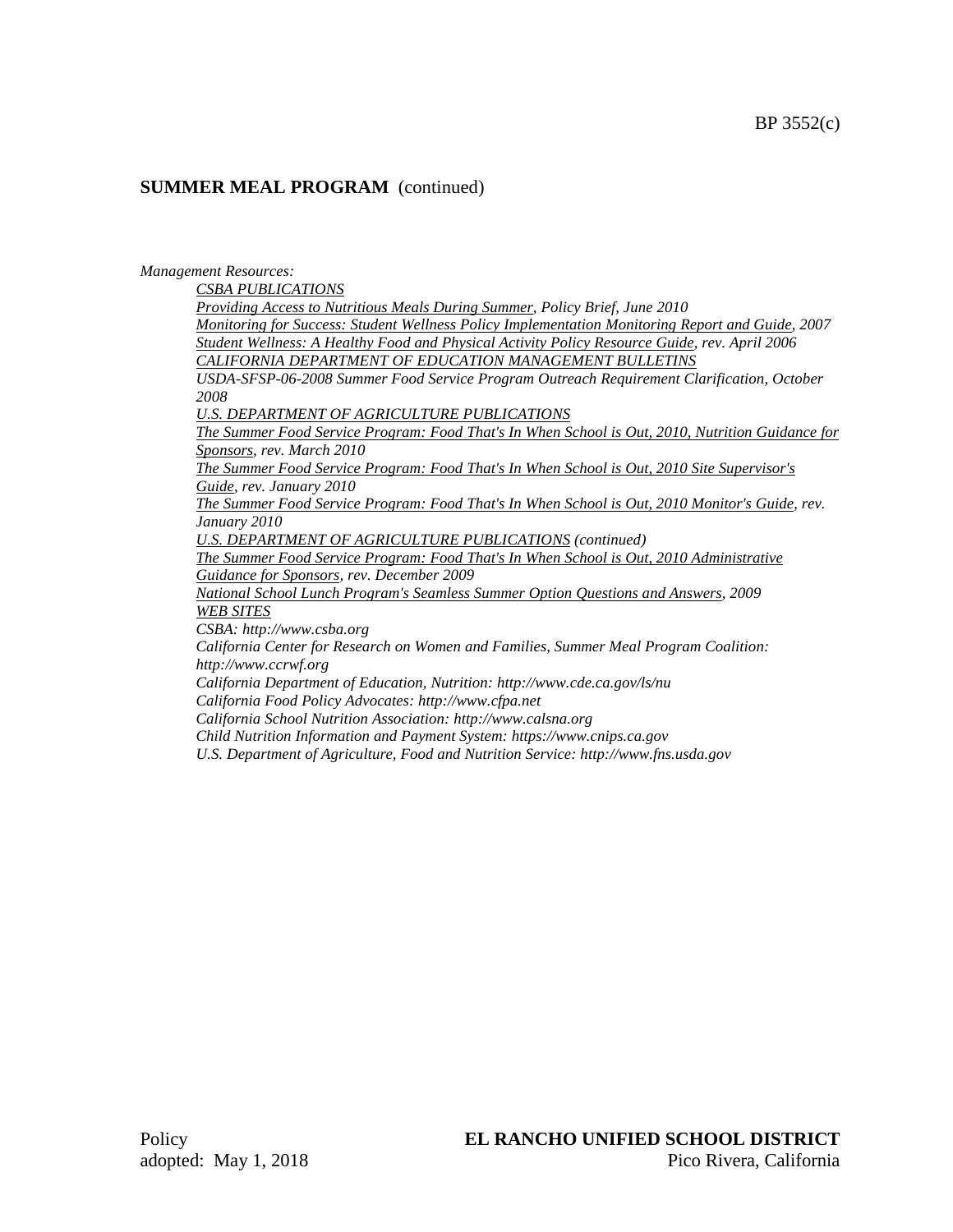**SUMMER MEAL PROGRAM** (continued)

*Management Resources:*

*CSBA PUBLICATIONS*

*Providing Access to Nutritious Meals During Summer, Policy Brief, June 2010*

*Monitoring for Success: Student Wellness Policy Implementation Monitoring Report and Guide, 2007*

*Student Wellness: A Healthy Food and Physical Activity Policy Resource Guide, rev. April 2006*

*CALIFORNIA DEPARTMENT OF EDUCATION MANAGEMENT BULLETINS*

*USDA-SFSP-06-2008 Summer Food Service Program Outreach Requirement Clarification, October 2008*

*U.S. DEPARTMENT OF AGRICULTURE PUBLICATIONS*

*The Summer Food Service Program: Food That's In When School is Out, 2010, Nutrition Guidance for Sponsors, rev. March 2010*

*The Summer Food Service Program: Food That's In When School is Out, 2010 Site Supervisor's Guide, rev. January 2010*

*The Summer Food Service Program: Food That's In When School is Out, 2010 Monitor's Guide, rev. January 2010*

*U.S. DEPARTMENT OF AGRICULTURE PUBLICATIONS (continued)*

*The Summer Food Service Program: Food That's In When School is Out, 2010 Administrative Guidance for Sponsors, rev. December 2009*

*National School Lunch Program's Seamless Summer Option Questions and Answers, 2009*

*WEB SITES*

*CSBA: http://www.csba.org*

*California Center for Research on Women and Families, Summer Meal Program Coalition: http://www.ccrwf.org*

*California Department of Education, Nutrition: http://www.cde.ca.gov/ls/nu*

*California Food Policy Advocates: http://www.cfpa.net*

*California School Nutrition Association: http://www.calsna.org*

*Child Nutrition Information and Payment System: https://www.cnips.ca.gov*

*U.S. Department of Agriculture, Food and Nutrition Service: http://www.fns.usda.gov*

Policy
adopted: May 1, 2018

**EL RANCHO UNIFIED SCHOOL DISTRICT**
Pico Rivera, California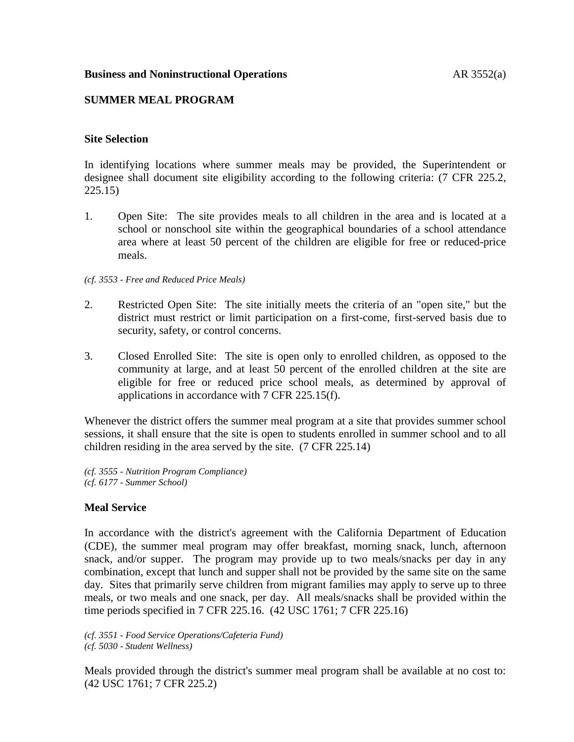**Business and Noninstructional Operations** AR 3552(a)

**SUMMER MEAL PROGRAM**

**Site Selection**

In identifying locations where summer meals may be provided, the Superintendent or designee shall document site eligibility according to the following criteria: (7 CFR 225.2, 225.15)

1. Open Site: The site provides meals to all children in the area and is located at a school or nonschool site within the geographical boundaries of a school attendance area where at least 50 percent of the children are eligible for free or reduced-price meals.

*(cf. 3553 - Free and Reduced Price Meals)*

2. Restricted Open Site: The site initially meets the criteria of an "open site," but the district must restrict or limit participation on a first-come, first-served basis due to security, safety, or control concerns.

3. Closed Enrolled Site: The site is open only to enrolled children, as opposed to the community at large, and at least 50 percent of the enrolled children at the site are eligible for free or reduced price school meals, as determined by approval of applications in accordance with 7 CFR 225.15(f).

Whenever the district offers the summer meal program at a site that provides summer school sessions, it shall ensure that the site is open to students enrolled in summer school and to all children residing in the area served by the site. (7 CFR 225.14)

*(cf. 3555 - Nutrition Program Compliance)*
*(cf. 6177 - Summer School)*

**Meal Service**

In accordance with the district's agreement with the California Department of Education (CDE), the summer meal program may offer breakfast, morning snack, lunch, afternoon snack, and/or supper. The program may provide up to two meals/snacks per day in any combination, except that lunch and supper shall not be provided by the same site on the same day. Sites that primarily serve children from migrant families may apply to serve up to three meals, or two meals and one snack, per day. All meals/snacks shall be provided within the time periods specified in 7 CFR 225.16. (42 USC 1761; 7 CFR 225.16)

*(cf. 3551 - Food Service Operations/Cafeteria Fund)*
*(cf. 5030 - Student Wellness)*

Meals provided through the district's summer meal program shall be available at no cost to: (42 USC 1761; 7 CFR 225.2)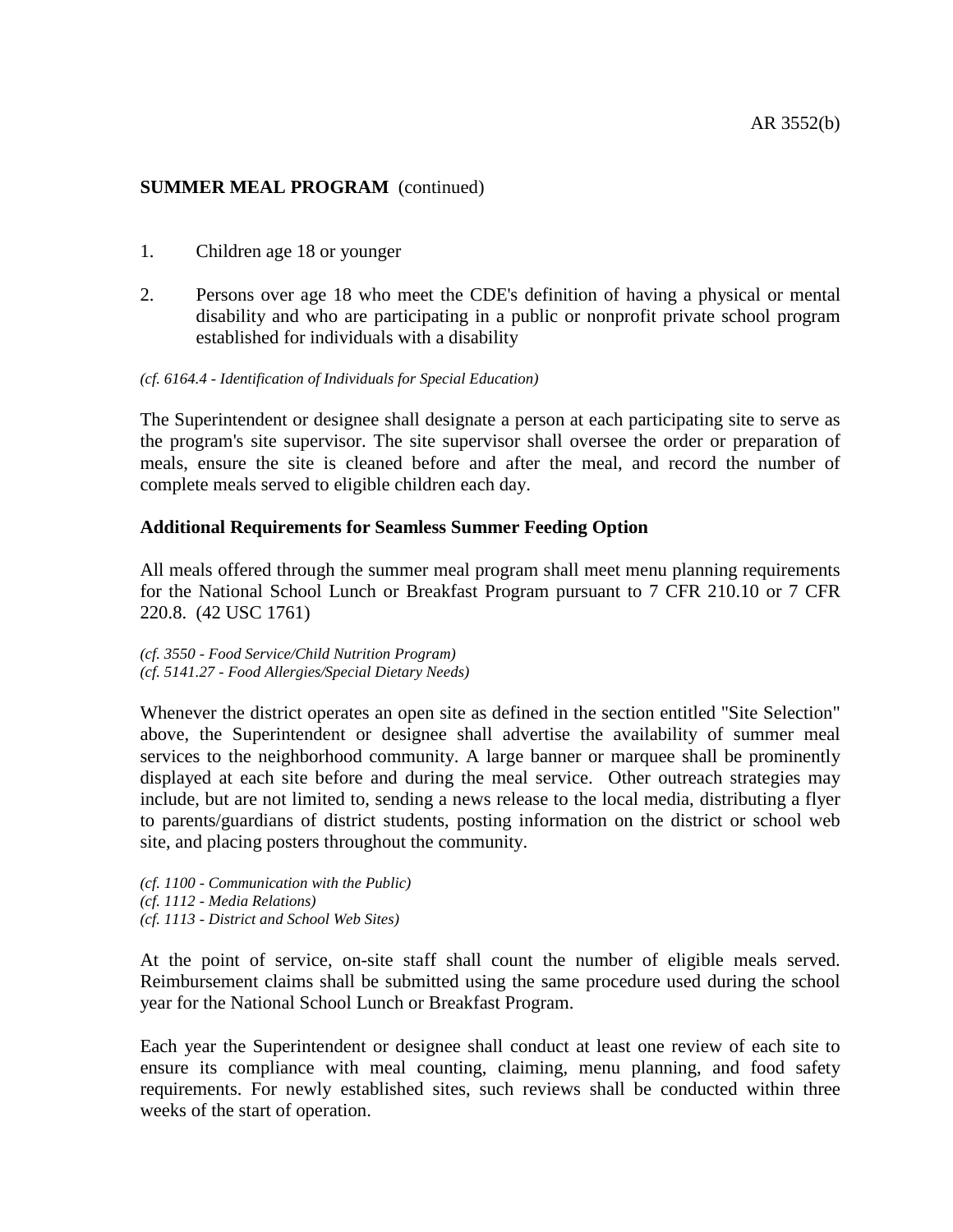1. Children age 18 or younger

2. Persons over age 18 who meet the CDE's definition of having a physical or mental disability and who are participating in a public or nonprofit private school program established for individuals with a disability

*(cf. 6164.4 - Identification of Individuals for Special Education)*

The Superintendent or designee shall designate a person at each participating site to serve as the program's site supervisor. The site supervisor shall oversee the order or preparation of meals, ensure the site is cleaned before and after the meal, and record the number of complete meals served to eligible children each day.

**Additional Requirements for Seamless Summer Feeding Option**

All meals offered through the summer meal program shall meet menu planning requirements for the National School Lunch or Breakfast Program pursuant to 7 CFR 210.10 or 7 CFR 220.8. (42 USC 1761)

*(cf. 3550 - Food Service/Child Nutrition Program)*
*(cf. 5141.27 - Food Allergies/Special Dietary Needs)*

Whenever the district operates an open site as defined in the section entitled "Site Selection" above, the Superintendent or designee shall advertise the availability of summer meal services to the neighborhood community. A large banner or marquee shall be prominently displayed at each site before and during the meal service. Other outreach strategies may include, but are not limited to, sending a news release to the local media, distributing a flyer to parents/guardians of district students, posting information on the district or school web site, and placing posters throughout the community.

*(cf. 1100 - Communication with the Public)*
*(cf. 1112 - Media Relations)*
*(cf. 1113 - District and School Web Sites)*

At the point of service, on-site staff shall count the number of eligible meals served. Reimbursement claims shall be submitted using the same procedure used during the school year for the National School Lunch or Breakfast Program.

Each year the Superintendent or designee shall conduct at least one review of each site to ensure its compliance with meal counting, claiming, menu planning, and food safety requirements. For newly established sites, such reviews shall be conducted within three weeks of the start of operation.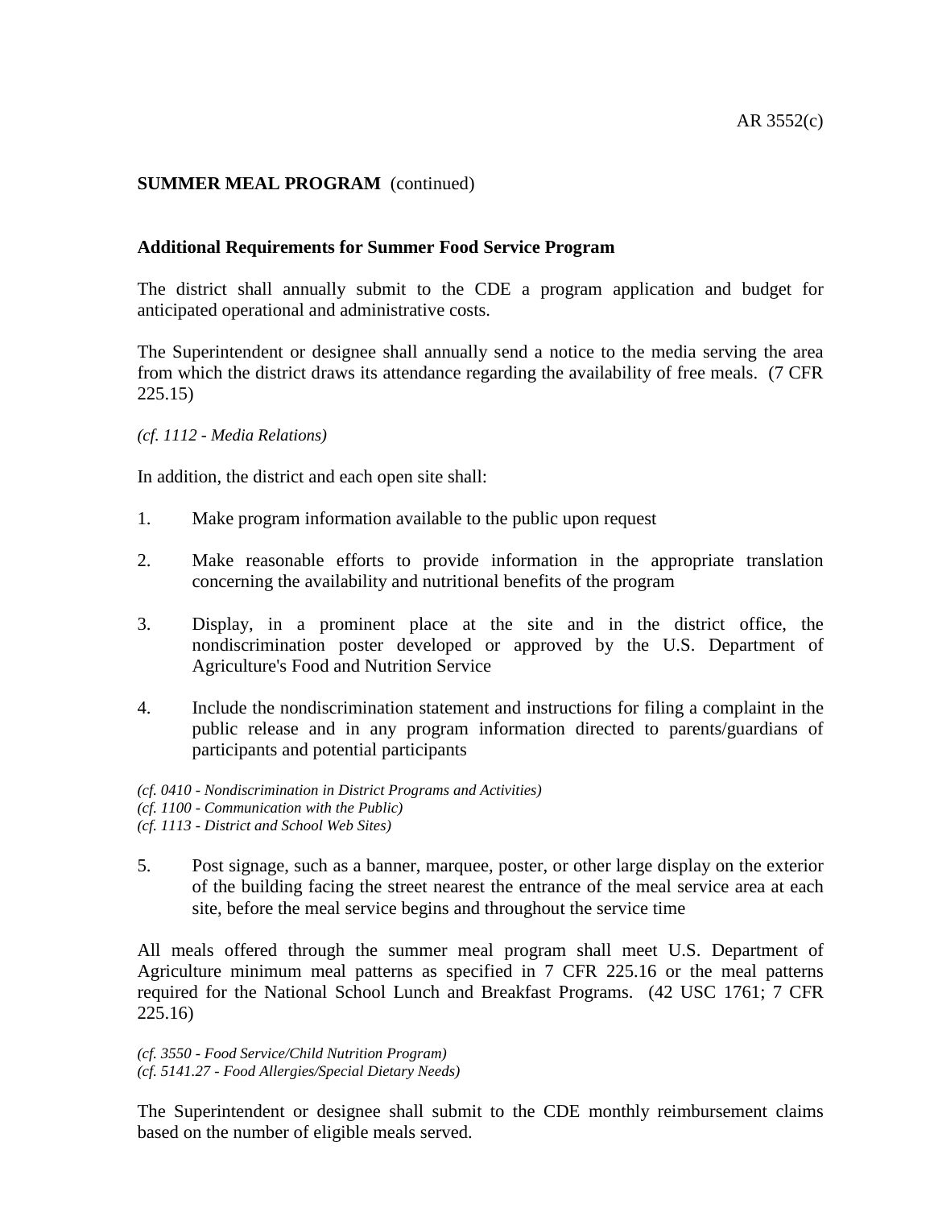**SUMMER MEAL PROGRAM** (continued)

**Additional Requirements for Summer Food Service Program**

The district shall annually submit to the CDE a program application and budget for anticipated operational and administrative costs.

The Superintendent or designee shall annually send a notice to the media serving the area from which the district draws its attendance regarding the availability of free meals. (7 CFR 225.15)

*(cf. 1112 - Media Relations)*

In addition, the district and each open site shall:

1. Make program information available to the public upon request

2. Make reasonable efforts to provide information in the appropriate translation concerning the availability and nutritional benefits of the program

3. Display, in a prominent place at the site and in the district office, the nondiscrimination poster developed or approved by the U.S. Department of Agriculture's Food and Nutrition Service

4. Include the nondiscrimination statement and instructions for filing a complaint in the public release and in any program information directed to parents/guardians of participants and potential participants

*(cf. 0410 - Nondiscrimination in District Programs and Activities)*
*(cf. 1100 - Communication with the Public)*
*(cf. 1113 - District and School Web Sites)*

5. Post signage, such as a banner, marquee, poster, or other large display on the exterior of the building facing the street nearest the entrance of the meal service area at each site, before the meal service begins and throughout the service time

All meals offered through the summer meal program shall meet U.S. Department of Agriculture minimum meal patterns as specified in 7 CFR 225.16 or the meal patterns required for the National School Lunch and Breakfast Programs. (42 USC 1761; 7 CFR 225.16)

*(cf. 3550 - Food Service/Child Nutrition Program)*
*(cf. 5141.27 - Food Allergies/Special Dietary Needs)*

The Superintendent or designee shall submit to the CDE monthly reimbursement claims based on the number of eligible meals served.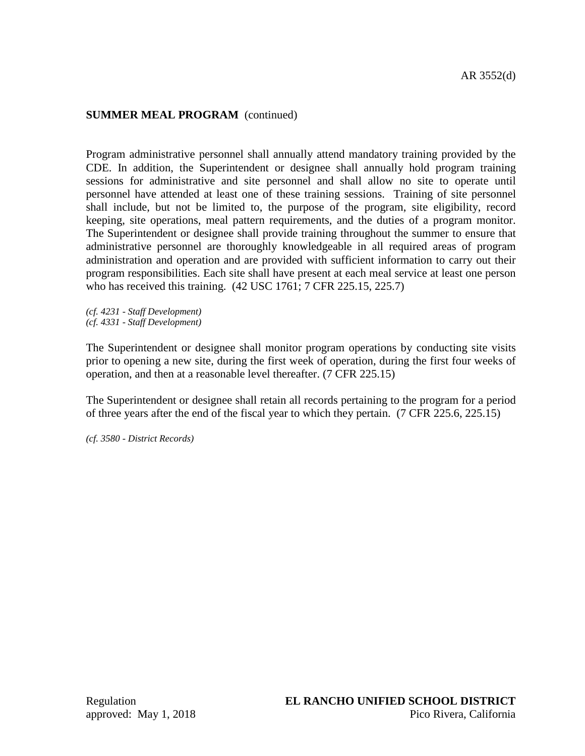**SUMMER MEAL PROGRAM** (continued)

Program administrative personnel shall annually attend mandatory training provided by the CDE. In addition, the Superintendent or designee shall annually hold program training sessions for administrative and site personnel and shall allow no site to operate until personnel have attended at least one of these training sessions. Training of site personnel shall include, but not be limited to, the purpose of the program, site eligibility, record keeping, site operations, meal pattern requirements, and the duties of a program monitor. The Superintendent or designee shall provide training throughout the summer to ensure that administrative personnel are thoroughly knowledgeable in all required areas of program administration and operation and are provided with sufficient information to carry out their program responsibilities. Each site shall have present at each meal service at least one person who has received this training. (42 USC 1761; 7 CFR 225.15, 225.7)

*(cf. 4231 - Staff Development)*
*(cf. 4331 - Staff Development)*

The Superintendent or designee shall monitor program operations by conducting site visits prior to opening a new site, during the first week of operation, during the first four weeks of operation, and then at a reasonable level thereafter. (7 CFR 225.15)

The Superintendent or designee shall retain all records pertaining to the program for a period of three years after the end of the fiscal year to which they pertain. (7 CFR 225.6, 225.15)

*(cf. 3580 - District Records)*

Regulation
approved: May 1, 2018

**EL RANCHO UNIFIED SCHOOL DISTRICT**
Pico Rivera, California